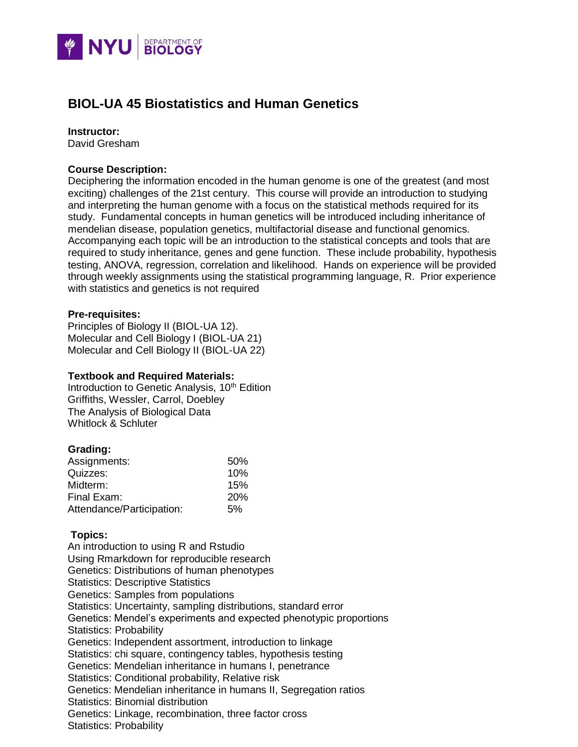# BIOL-UA 45 Biostatistics and Human Genetics

**Instructor:**
David Gresham

**Course Description:**
Deciphering the information encoded in the human genome is one of the greatest (and most exciting) challenges of the 21st century. This course will provide an introduction to studying and interpreting the human genome with a focus on the statistical methods required for its study. Fundamental concepts in human genetics will be introduced including inheritance of mendelian disease, population genetics, multifactorial disease and functional genomics. Accompanying each topic will be an introduction to the statistical concepts and tools that are required to study inheritance, genes and gene function. These include probability, hypothesis testing, ANOVA, regression, correlation and likelihood. Hands on experience will be provided through weekly assignments using the statistical programming language, R. Prior experience with statistics and genetics is not required

**Pre-requisites:**
Principles of Biology II (BIOL-UA 12).
Molecular and Cell Biology I (BIOL-UA 21)
Molecular and Cell Biology II (BIOL-UA 22)

**Textbook and Required Materials:**
Introduction to Genetic Analysis, 10th Edition
Griffiths, Wessler, Carrol, Doebley
The Analysis of Biological Data
Whitlock & Schluter

**Grading:**

| | |
|---|---|
| Assignments: | 50% |
| Quizzes: | 10% |
| Midterm: | 15% |
| Final Exam: | 20% |
| Attendance/Participation: | 5% |

**Topics:**
An introduction to using R and Rstudio
Using Rmarkdown for reproducible research
Genetics: Distributions of human phenotypes
Statistics: Descriptive Statistics
Genetics: Samples from populations
Statistics: Uncertainty, sampling distributions, standard error
Genetics: Mendel's experiments and expected phenotypic proportions
Statistics: Probability
Genetics: Independent assortment, introduction to linkage
Statistics: chi square, contingency tables, hypothesis testing
Genetics: Mendelian inheritance in humans I, penetrance
Statistics: Conditional probability, Relative risk
Genetics: Mendelian inheritance in humans II, Segregation ratios
Statistics: Binomial distribution
Genetics: Linkage, recombination, three factor cross
Statistics: Probability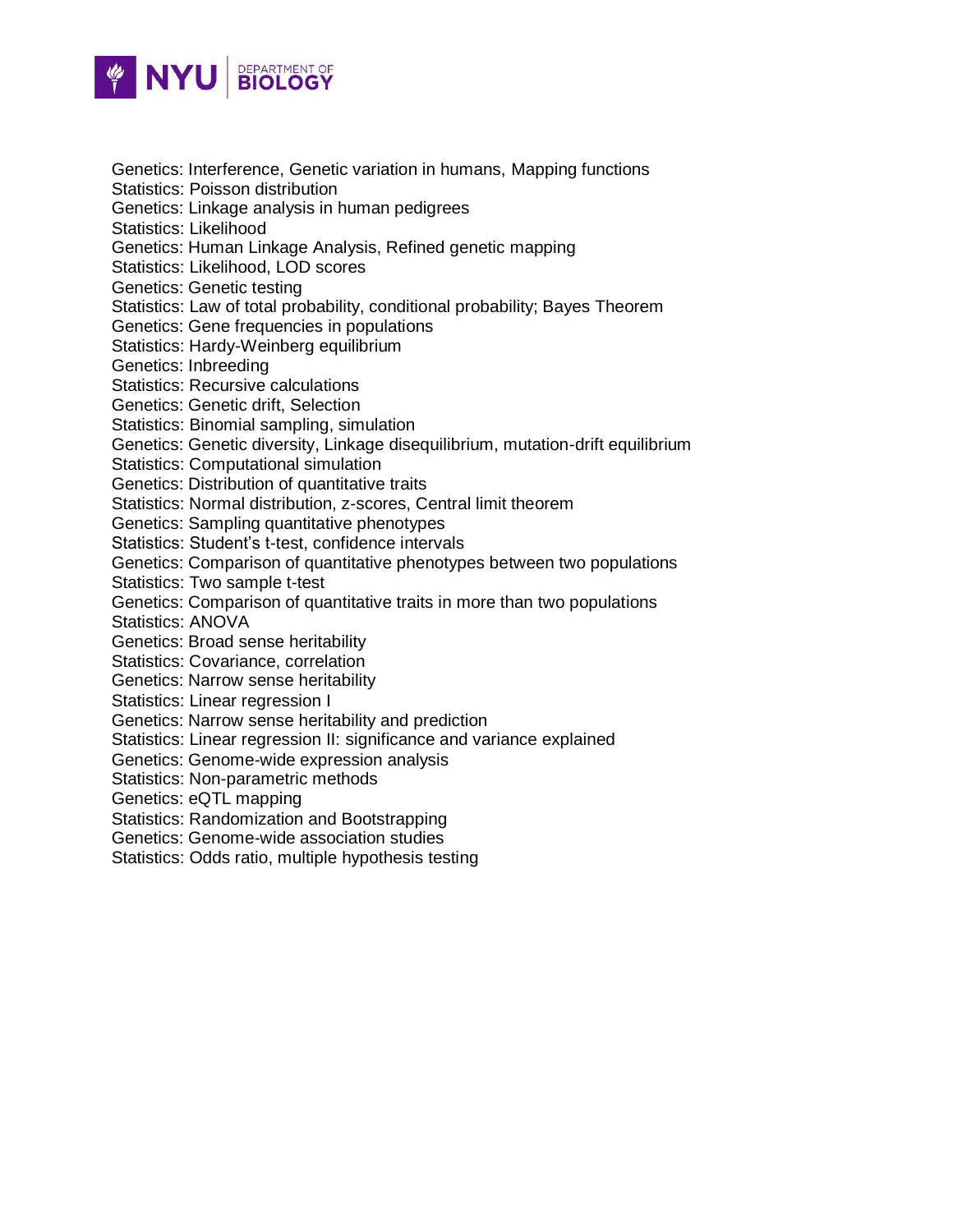Genetics: Interference, Genetic variation in humans, Mapping functions
Statistics: Poisson distribution
Genetics: Linkage analysis in human pedigrees
Statistics: Likelihood
Genetics: Human Linkage Analysis, Refined genetic mapping
Statistics: Likelihood, LOD scores
Genetics: Genetic testing
Statistics: Law of total probability, conditional probability; Bayes Theorem
Genetics: Gene frequencies in populations
Statistics: Hardy-Weinberg equilibrium
Genetics: Inbreeding
Statistics: Recursive calculations
Genetics: Genetic drift, Selection
Statistics: Binomial sampling, simulation
Genetics: Genetic diversity, Linkage disequilibrium, mutation-drift equilibrium
Statistics: Computational simulation
Genetics: Distribution of quantitative traits
Statistics: Normal distribution, z-scores, Central limit theorem
Genetics: Sampling quantitative phenotypes
Statistics: Student's t-test, confidence intervals
Genetics: Comparison of quantitative phenotypes between two populations
Statistics: Two sample t-test
Genetics: Comparison of quantitative traits in more than two populations
Statistics: ANOVA
Genetics: Broad sense heritability
Statistics: Covariance, correlation
Genetics: Narrow sense heritability
Statistics: Linear regression I
Genetics: Narrow sense heritability and prediction
Statistics: Linear regression II: significance and variance explained
Genetics: Genome-wide expression analysis
Statistics: Non-parametric methods
Genetics: eQTL mapping
Statistics: Randomization and Bootstrapping
Genetics: Genome-wide association studies
Statistics: Odds ratio, multiple hypothesis testing